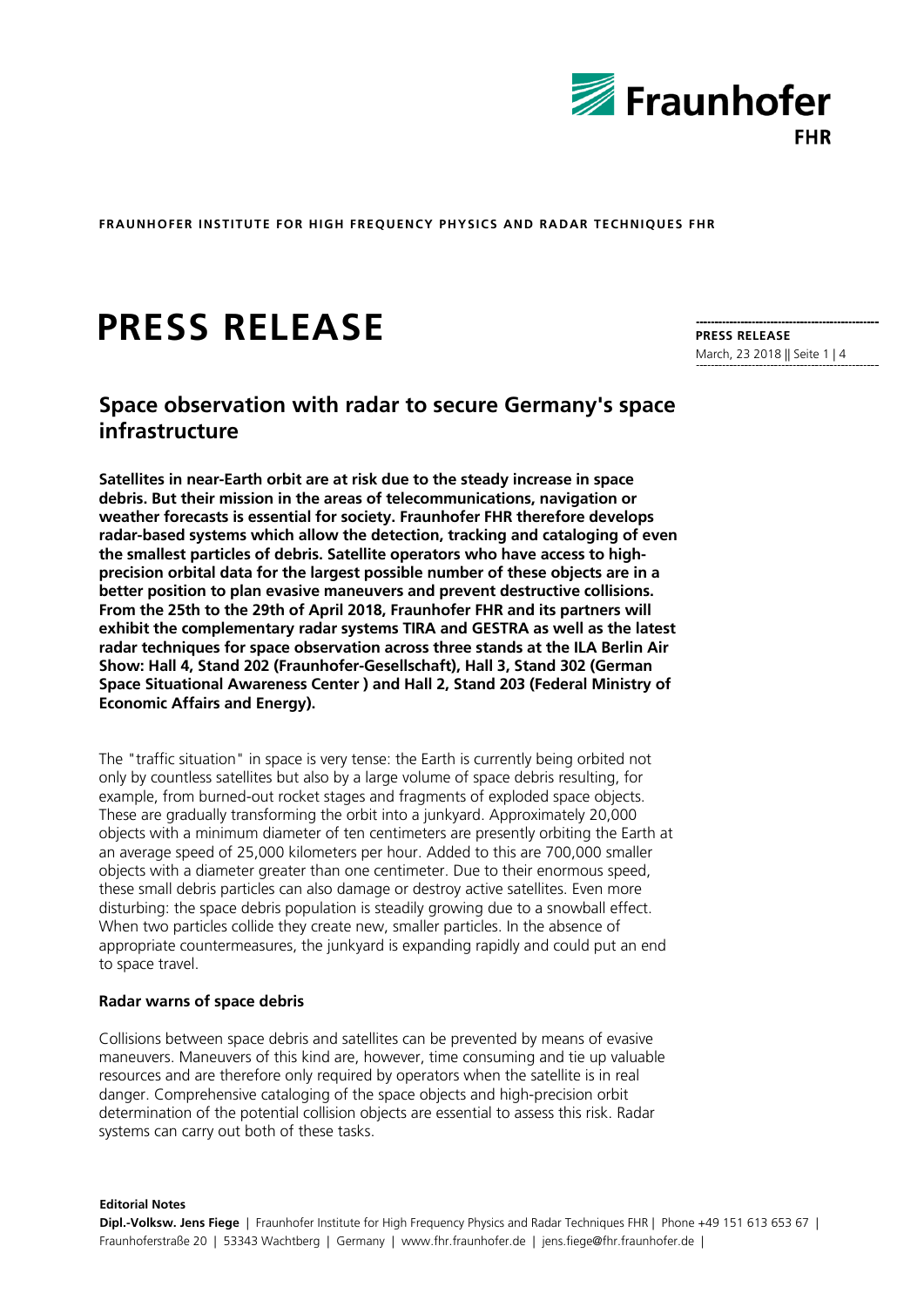**FRAUNHOFER INSTITUTE FOR HIGH FREQUENCY PHYSICS AND RADAR TECHNIQUES FHR**

# PRESS RELEASE

**PRESS RELEASE**
March, 23 2018 || Seite 1 | 4

## Space observation with radar to secure Germany's space infrastructure

**Satellites in near-Earth orbit are at risk due to the steady increase in space debris. But their mission in the areas of telecommunications, navigation or weather forecasts is essential for society. Fraunhofer FHR therefore develops radar-based systems which allow the detection, tracking and cataloging of even the smallest particles of debris. Satellite operators who have access to high-precision orbital data for the largest possible number of these objects are in a better position to plan evasive maneuvers and prevent destructive collisions. From the 25th to the 29th of April 2018, Fraunhofer FHR and its partners will exhibit the complementary radar systems TIRA and GESTRA as well as the latest radar techniques for space observation across three stands at the ILA Berlin Air Show: Hall 4, Stand 202 (Fraunhofer-Gesellschaft), Hall 3, Stand 302 (German Space Situational Awareness Center ) and Hall 2, Stand 203 (Federal Ministry of Economic Affairs and Energy).**

The "traffic situation" in space is very tense: the Earth is currently being orbited not only by countless satellites but also by a large volume of space debris resulting, for example, from burned-out rocket stages and fragments of exploded space objects. These are gradually transforming the orbit into a junkyard. Approximately 20,000 objects with a minimum diameter of ten centimeters are presently orbiting the Earth at an average speed of 25,000 kilometers per hour. Added to this are 700,000 smaller objects with a diameter greater than one centimeter. Due to their enormous speed, these small debris particles can also damage or destroy active satellites. Even more disturbing: the space debris population is steadily growing due to a snowball effect. When two particles collide they create new, smaller particles. In the absence of appropriate countermeasures, the junkyard is expanding rapidly and could put an end to space travel.

### Radar warns of space debris

Collisions between space debris and satellites can be prevented by means of evasive maneuvers. Maneuvers of this kind are, however, time consuming and tie up valuable resources and are therefore only required by operators when the satellite is in real danger. Comprehensive cataloging of the space objects and high-precision orbit determination of the potential collision objects are essential to assess this risk. Radar systems can carry out both of these tasks.

**Editorial Notes**
**Dipl.-Volksw. Jens Fiege** | Fraunhofer Institute for High Frequency Physics and Radar Techniques FHR | Phone +49 151 613 653 67 | Fraunhoferstraße 20 | 53343 Wachtberg | Germany | www.fhr.fraunhofer.de | jens.fiege@fhr.fraunhofer.de |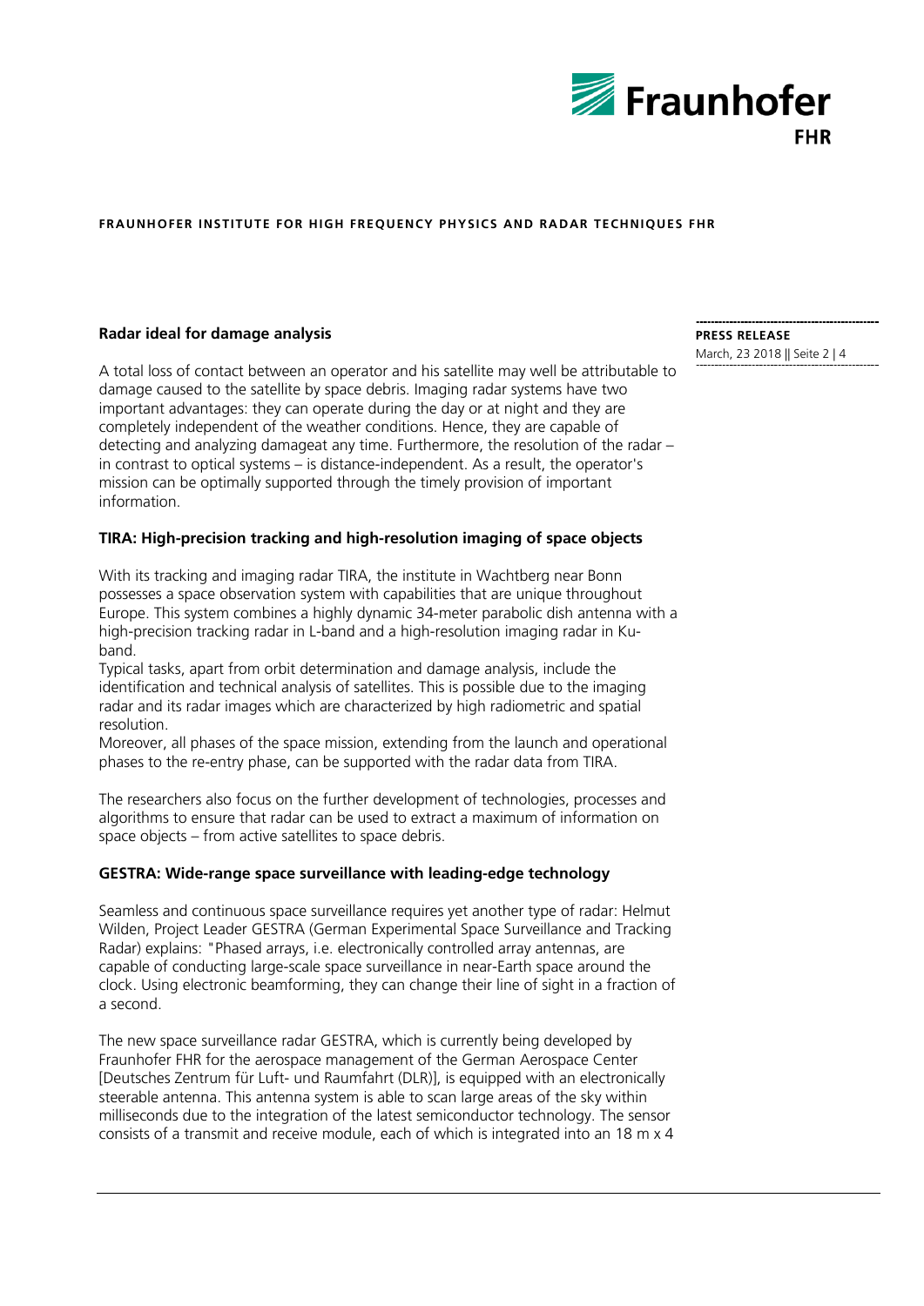### Radar ideal for damage analysis

A total loss of contact between an operator and his satellite may well be attributable to damage caused to the satellite by space debris. Imaging radar systems have two important advantages: they can operate during the day or at night and they are completely independent of the weather conditions. Hence, they are capable of detecting and analyzing damageat any time. Furthermore, the resolution of the radar – in contrast to optical systems – is distance-independent. As a result, the operator's mission can be optimally supported through the timely provision of important information.

### TIRA: High-precision tracking and high-resolution imaging of space objects

With its tracking and imaging radar TIRA, the institute in Wachtberg near Bonn possesses a space observation system with capabilities that are unique throughout Europe. This system combines a highly dynamic 34-meter parabolic dish antenna with a high-precision tracking radar in L-band and a high-resolution imaging radar in Ku-band.

Typical tasks, apart from orbit determination and damage analysis, include the identification and technical analysis of satellites. This is possible due to the imaging radar and its radar images which are characterized by high radiometric and spatial resolution.

Moreover, all phases of the space mission, extending from the launch and operational phases to the re-entry phase, can be supported with the radar data from TIRA.

The researchers also focus on the further development of technologies, processes and algorithms to ensure that radar can be used to extract a maximum of information on space objects – from active satellites to space debris.

### GESTRA: Wide-range space surveillance with leading-edge technology

Seamless and continuous space surveillance requires yet another type of radar: Helmut Wilden, Project Leader GESTRA (German Experimental Space Surveillance and Tracking Radar) explains: "Phased arrays, i.e. electronically controlled array antennas, are capable of conducting large-scale space surveillance in near-Earth space around the clock. Using electronic beamforming, they can change their line of sight in a fraction of a second.

The new space surveillance radar GESTRA, which is currently being developed by Fraunhofer FHR for the aerospace management of the German Aerospace Center [Deutsches Zentrum für Luft- und Raumfahrt (DLR)], is equipped with an electronically steerable antenna. This antenna system is able to scan large areas of the sky within milliseconds due to the integration of the latest semiconductor technology. The sensor consists of a transmit and receive module, each of which is integrated into an 18 m x 4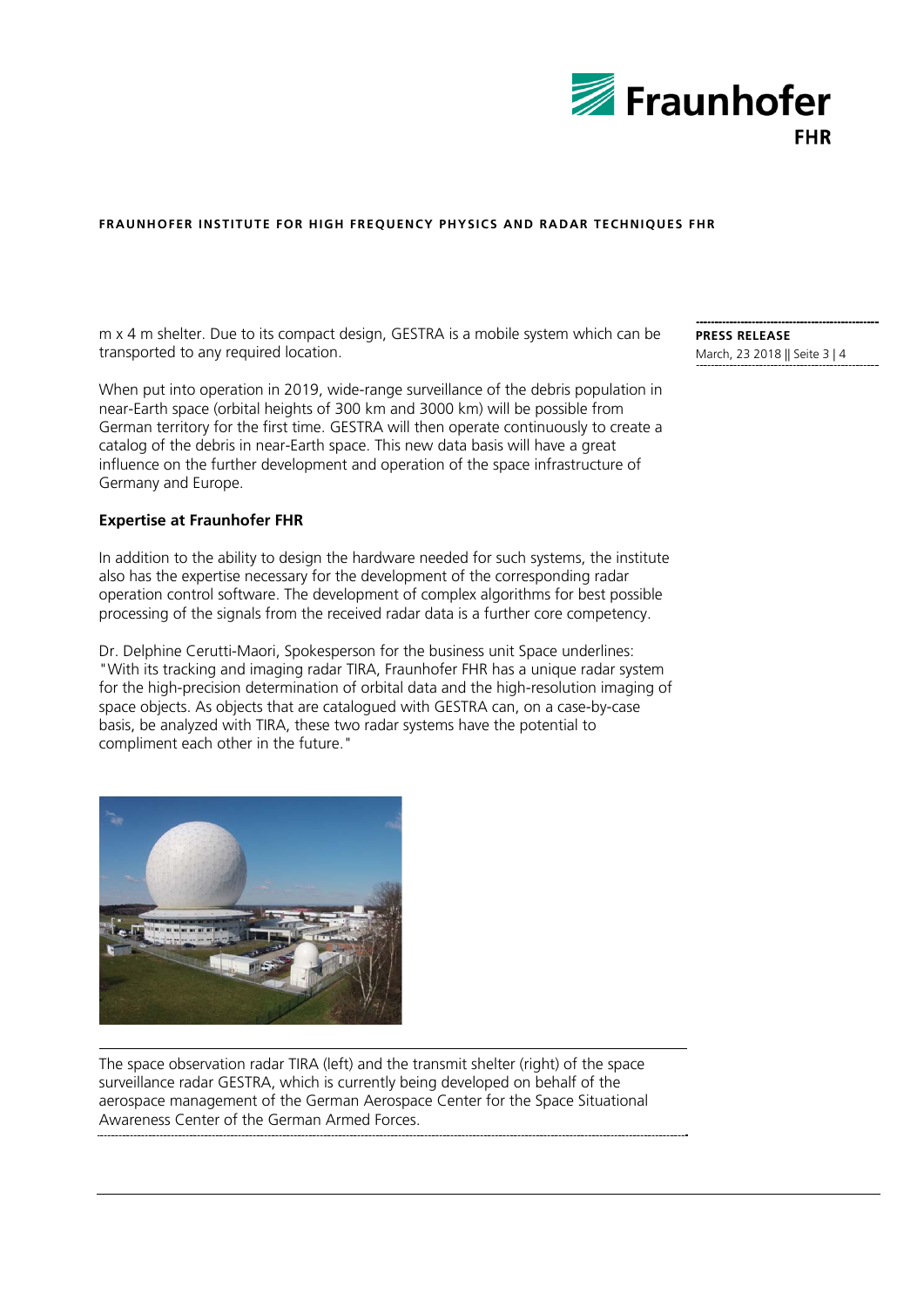m x 4 m shelter. Due to its compact design, GESTRA is a mobile system which can be transported to any required location.

When put into operation in 2019, wide-range surveillance of the debris population in near-Earth space (orbital heights of 300 km and 3000 km) will be possible from German territory for the first time. GESTRA will then operate continuously to create a catalog of the debris in near-Earth space. This new data basis will have a great influence on the further development and operation of the space infrastructure of Germany and Europe.

**Expertise at Fraunhofer FHR**

In addition to the ability to design the hardware needed for such systems, the institute also has the expertise necessary for the development of the corresponding radar operation control software. The development of complex algorithms for best possible processing of the signals from the received radar data is a further core competency.

Dr. Delphine Cerutti-Maori, Spokesperson for the business unit Space underlines: "With its tracking and imaging radar TIRA, Fraunhofer FHR has a unique radar system for the high-precision determination of orbital data and the high-resolution imaging of space objects. As objects that are catalogued with GESTRA can, on a case-by-case basis, be analyzed with TIRA, these two radar systems have the potential to compliment each other in the future."

The space observation radar TIRA (left) and the transmit shelter (right) of the space surveillance radar GESTRA, which is currently being developed on behalf of the aerospace management of the German Aerospace Center for the Space Situational Awareness Center of the German Armed Forces.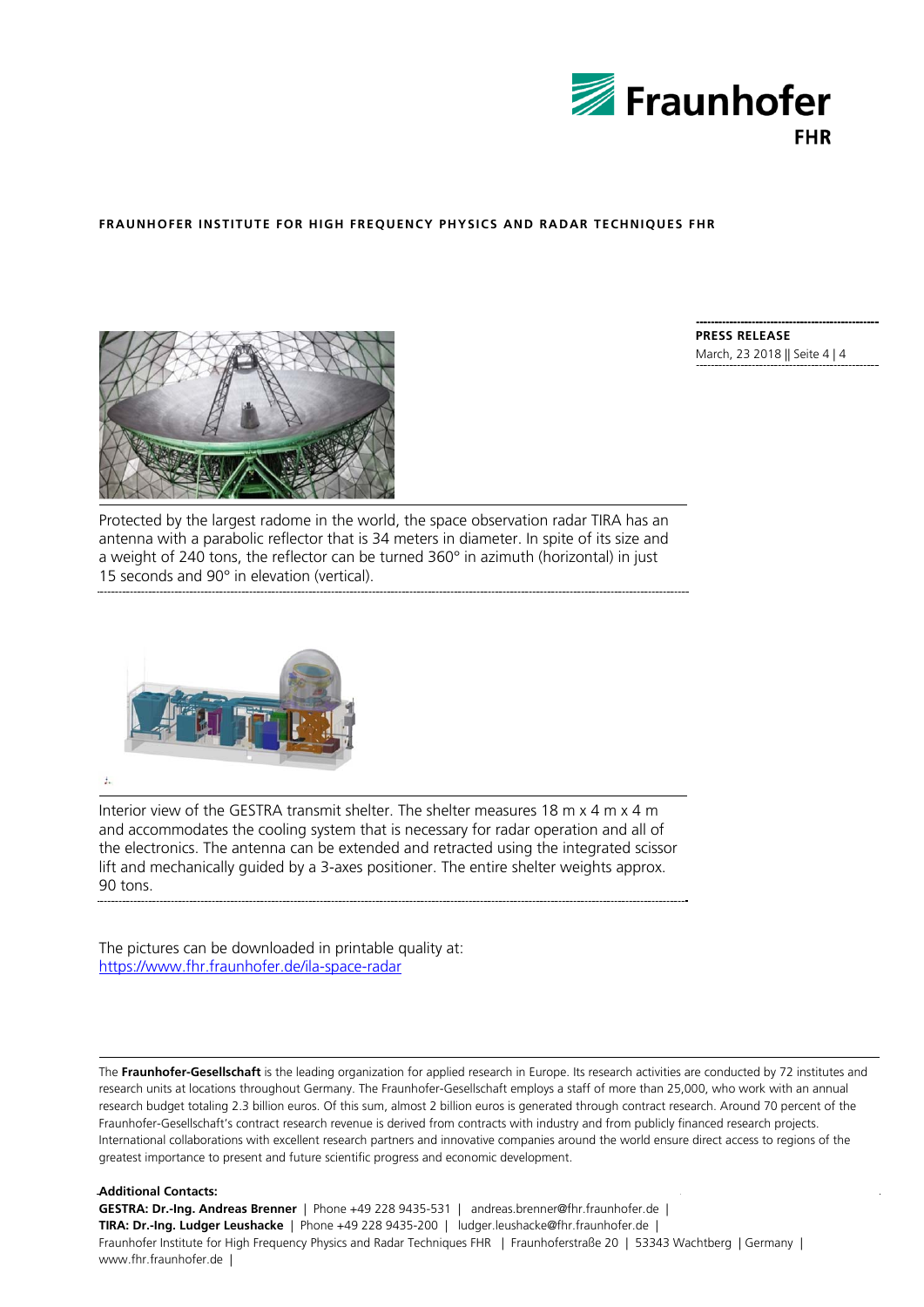Protected by the largest radome in the world, the space observation radar TIRA has an antenna with a parabolic reflector that is 34 meters in diameter. In spite of its size and a weight of 240 tons, the reflector can be turned 360° in azimuth (horizontal) in just 15 seconds and 90° in elevation (vertical).

Interior view of the GESTRA transmit shelter. The shelter measures 18 m x 4 m x 4 m and accommodates the cooling system that is necessary for radar operation and all of the electronics. The antenna can be extended and retracted using the integrated scissor lift and mechanically guided by a 3-axes positioner. The entire shelter weights approx. 90 tons.

The pictures can be downloaded in printable quality at:
https://www.fhr.fraunhofer.de/ila-space-radar

The **Fraunhofer-Gesellschaft** is the leading organization for applied research in Europe. Its research activities are conducted by 72 institutes and research units at locations throughout Germany. The Fraunhofer-Gesellschaft employs a staff of more than 25,000, who work with an annual research budget totaling 2.3 billion euros. Of this sum, almost 2 billion euros is generated through contract research. Around 70 percent of the Fraunhofer-Gesellschaft's contract research revenue is derived from contracts with industry and from publicly financed research projects. International collaborations with excellent research partners and innovative companies around the world ensure direct access to regions of the greatest importance to present and future scientific progress and economic development.

**Additional Contacts:**
**GESTRA: Dr.-Ing. Andreas Brenner** | Phone +49 228 9435-531 | andreas.brenner@fhr.fraunhofer.de |
**TIRA: Dr.-Ing. Ludger Leushacke** | Phone +49 228 9435-200 | ludger.leushacke@fhr.fraunhofer.de |
Fraunhofer Institute for High Frequency Physics and Radar Techniques FHR | Fraunhoferstraße 20 | 53343 Wachtberg | Germany | www.fhr.fraunhofer.de |